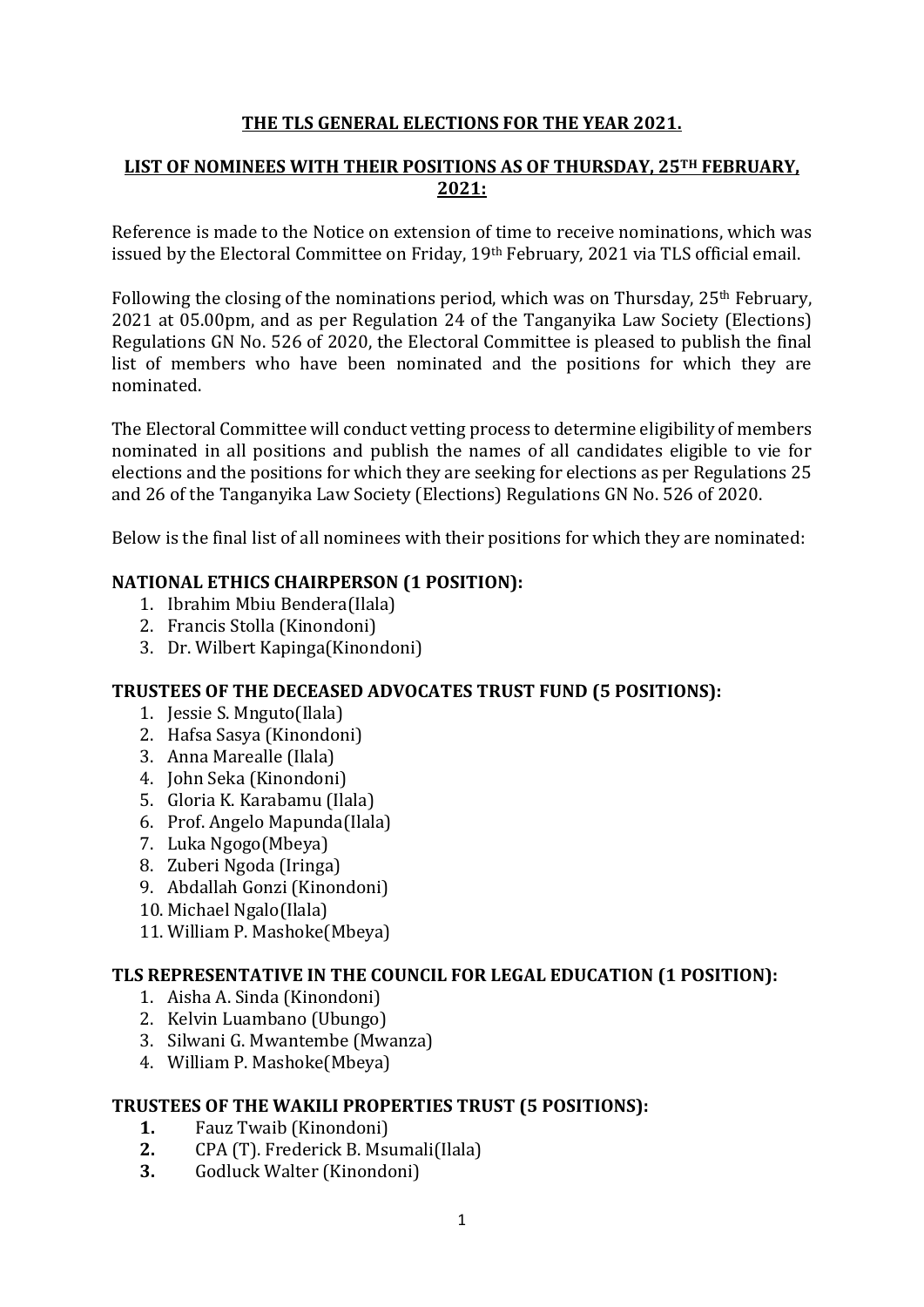## THE TLS GENERAL ELECTIONS FOR THE YEAR 2021.

## LIST OF NOMINEES WITH THEIR POSITIONS AS OF THURSDAY, 25TH FEBRUARY, 2021:

Reference is made to the Notice on extension of time to receive nominations, which was issued by the Electoral Committee on Friday, 19th February, 2021 via TLS official email.

Following the closing of the nominations period, which was on Thursday, 25th February, 2021 at 05.00pm, and as per Regulation 24 of the Tanganyika Law Society (Elections) Regulations GN No. 526 of 2020, the Electoral Committee is pleased to publish the final list of members who have been nominated and the positions for which they are nominated.

The Electoral Committee will conduct vetting process to determine eligibility of members nominated in all positions and publish the names of all candidates eligible to vie for elections and the positions for which they are seeking for elections as per Regulations 25 and 26 of the Tanganyika Law Society (Elections) Regulations GN No. 526 of 2020.

Below is the final list of all nominees with their positions for which they are nominated:

### NATIONAL ETHICS CHAIRPERSON (1 POSITION):

1. Ibrahim Mbiu Bendera(Ilala)
2. Francis Stolla (Kinondoni)
3. Dr. Wilbert Kapinga(Kinondoni)

### TRUSTEES OF THE DECEASED ADVOCATES TRUST FUND (5 POSITIONS):

1. Jessie S. Mnguto(Ilala)
2. Hafsa Sasya (Kinondoni)
3. Anna Marealle (Ilala)
4. John Seka (Kinondoni)
5. Gloria K. Karabamu (Ilala)
6. Prof. Angelo Mapunda(Ilala)
7. Luka Ngogo(Mbeya)
8. Zuberi Ngoda (Iringa)
9. Abdallah Gonzi (Kinondoni)
10. Michael Ngalo(Ilala)
11. William P. Mashoke(Mbeya)

### TLS REPRESENTATIVE IN THE COUNCIL FOR LEGAL EDUCATION (1 POSITION):

1. Aisha A. Sinda (Kinondoni)
2. Kelvin Luambano (Ubungo)
3. Silwani G. Mwantembe (Mwanza)
4. William P. Mashoke(Mbeya)

### TRUSTEES OF THE WAKILI PROPERTIES TRUST (5 POSITIONS):

1. Fauz Twaib (Kinondoni)
2. CPA (T). Frederick B. Msumali(Ilala)
3. Godluck Walter (Kinondoni)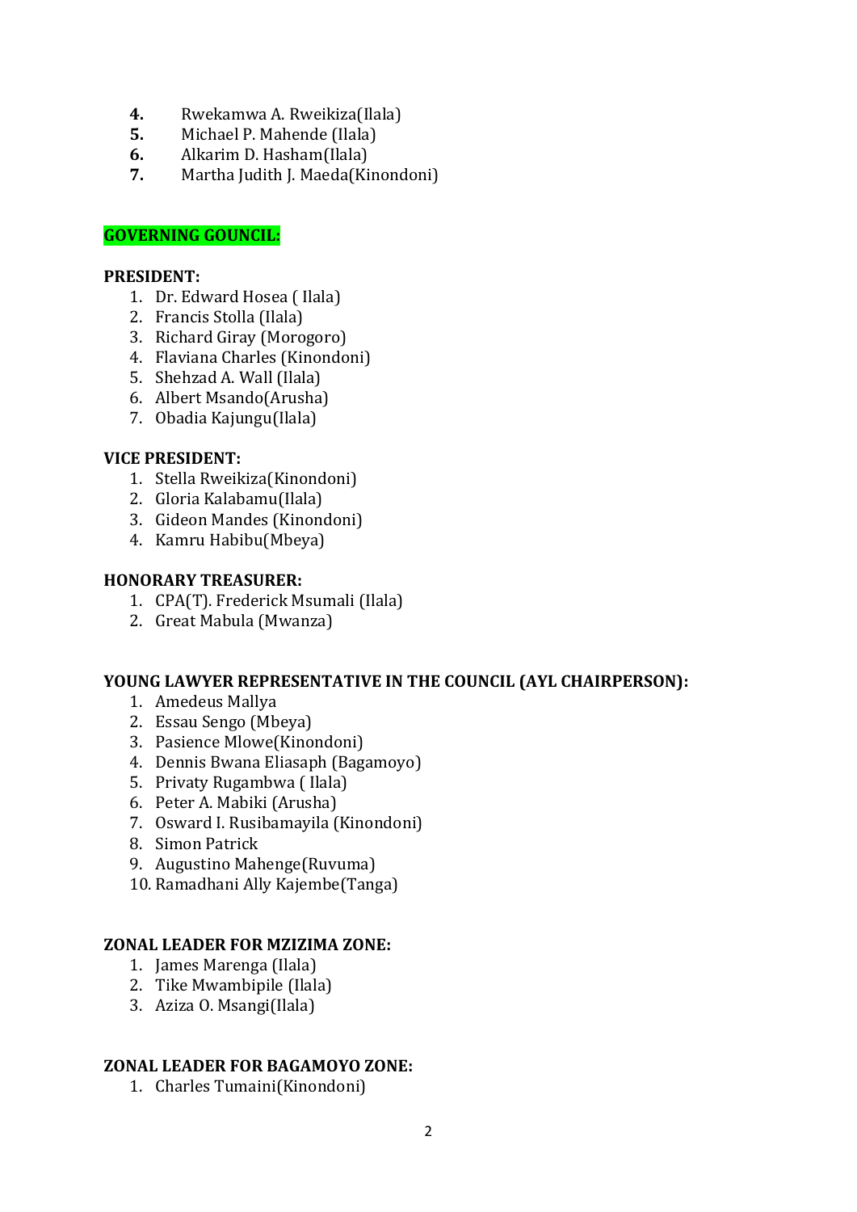4. Rwekamwa A. Rweikiza(Ilala)
5. Michael P. Mahende (Ilala)
6. Alkarim D. Hasham(Ilala)
7. Martha Judith J. Maeda(Kinondoni)

## GOVERNING GOUNCIL:

**PRESIDENT:**

1. Dr. Edward Hosea ( Ilala)
2. Francis Stolla (Ilala)
3. Richard Giray (Morogoro)
4. Flaviana Charles (Kinondoni)
5. Shehzad A. Wall (Ilala)
6. Albert Msando(Arusha)
7. Obadia Kajungu(Ilala)

**VICE PRESIDENT:**

1. Stella Rweikiza(Kinondoni)
2. Gloria Kalabamu(Ilala)
3. Gideon Mandes (Kinondoni)
4. Kamru Habibu(Mbeya)

**HONORARY TREASURER:**

1. CPA(T). Frederick Msumali (Ilala)
2. Great Mabula (Mwanza)

**YOUNG LAWYER REPRESENTATIVE IN THE COUNCIL (AYL CHAIRPERSON):**

1. Amedeus Mallya
2. Essau Sengo (Mbeya)
3. Pasience Mlowe(Kinondoni)
4. Dennis Bwana Eliasaph (Bagamoyo)
5. Privaty Rugambwa ( Ilala)
6. Peter A. Mabiki (Arusha)
7. Osward I. Rusibamayila (Kinondoni)
8. Simon Patrick
9. Augustino Mahenge(Ruvuma)
10. Ramadhani Ally Kajembe(Tanga)

**ZONAL LEADER FOR MZIZIMA ZONE:**

1. James Marenga (Ilala)
2. Tike Mwambipile (Ilala)
3. Aziza O. Msangi(Ilala)

**ZONAL LEADER FOR BAGAMOYO ZONE:**

1. Charles Tumaini(Kinondoni)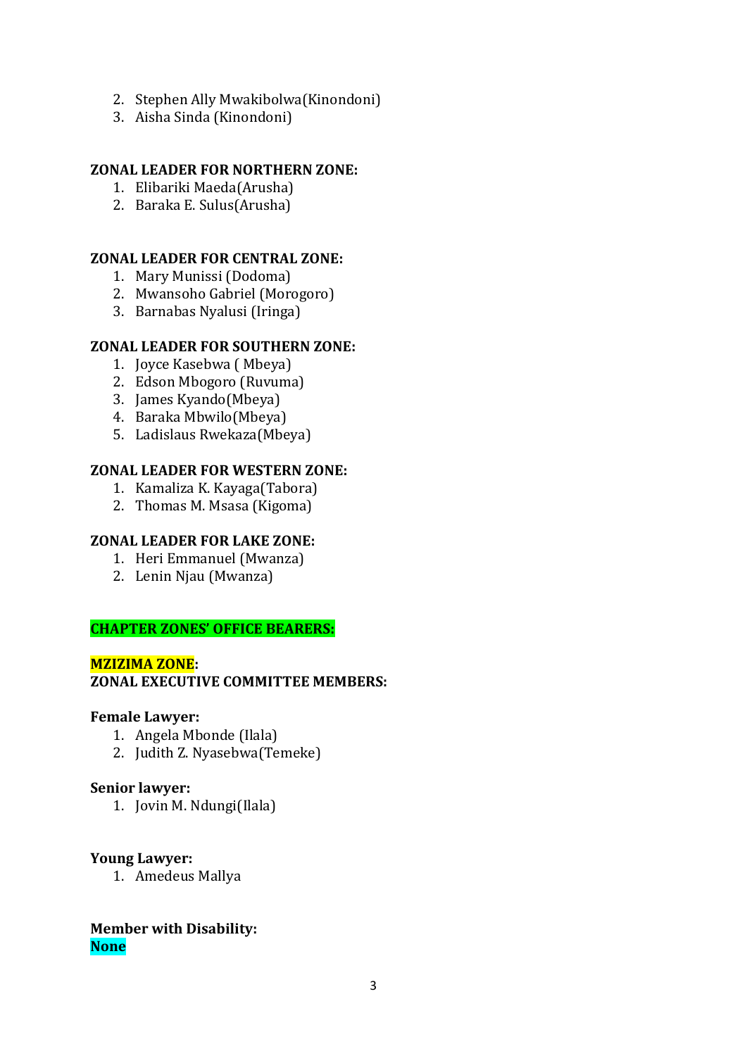2. Stephen Ally Mwakibolwa(Kinondoni)
3. Aisha Sinda (Kinondoni)

**ZONAL LEADER FOR NORTHERN ZONE:**

1. Elibariki Maeda(Arusha)
2. Baraka E. Sulus(Arusha)

**ZONAL LEADER FOR CENTRAL ZONE:**

1. Mary Munissi (Dodoma)
2. Mwansoho Gabriel (Morogoro)
3. Barnabas Nyalusi (Iringa)

**ZONAL LEADER FOR SOUTHERN ZONE:**

1. Joyce Kasebwa ( Mbeya)
2. Edson Mbogoro (Ruvuma)
3. James Kyando(Mbeya)
4. Baraka Mbwilo(Mbeya)
5. Ladislaus Rwekaza(Mbeya)

**ZONAL LEADER FOR WESTERN ZONE:**

1. Kamaliza K. Kayaga(Tabora)
2. Thomas M. Msasa (Kigoma)

**ZONAL LEADER FOR LAKE ZONE:**

1. Heri Emmanuel (Mwanza)
2. Lenin Njau (Mwanza)

**CHAPTER ZONES' OFFICE BEARERS:**

**MZIZIMA ZONE:**

**ZONAL EXECUTIVE COMMITTEE MEMBERS:**

**Female Lawyer:**

1. Angela Mbonde (Ilala)
2. Judith Z. Nyasebwa(Temeke)

**Senior lawyer:**

1. Jovin M. Ndungi(Ilala)

**Young Lawyer:**

1. Amedeus Mallya

**Member with Disability:**

**None**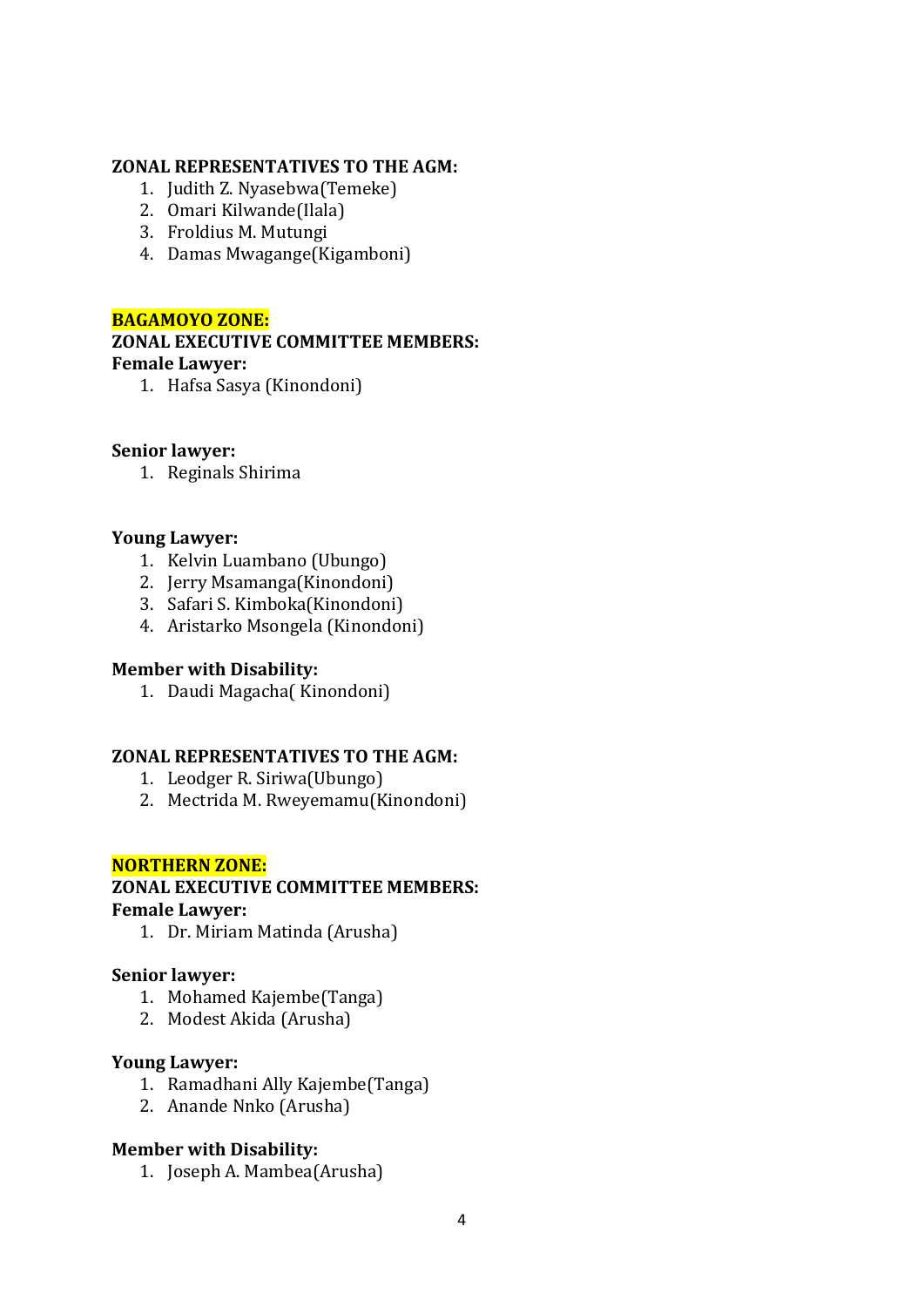**ZONAL REPRESENTATIVES TO THE AGM:**

1. Judith Z. Nyasebwa(Temeke)
2. Omari Kilwande(Ilala)
3. Froldius M. Mutungi
4. Damas Mwagange(Kigamboni)

**BAGAMOYO ZONE:**

**ZONAL EXECUTIVE COMMITTEE MEMBERS:**

**Female Lawyer:**

1. Hafsa Sasya (Kinondoni)

**Senior lawyer:**

1. Reginals Shirima

**Young Lawyer:**

1. Kelvin Luambano (Ubungo)
2. Jerry Msamanga(Kinondoni)
3. Safari S. Kimboka(Kinondoni)
4. Aristarko Msongela (Kinondoni)

**Member with Disability:**

1. Daudi Magacha( Kinondoni)

**ZONAL REPRESENTATIVES TO THE AGM:**

1. Leodger R. Siriwa(Ubungo)
2. Mectrida M. Rweyemamu(Kinondoni)

**NORTHERN ZONE:**

**ZONAL EXECUTIVE COMMITTEE MEMBERS:**

**Female Lawyer:**

1. Dr. Miriam Matinda (Arusha)

**Senior lawyer:**

1. Mohamed Kajembe(Tanga)
2. Modest Akida (Arusha)

**Young Lawyer:**

1. Ramadhani Ally Kajembe(Tanga)
2. Anande Nnko (Arusha)

**Member with Disability:**

1. Joseph A. Mambea(Arusha)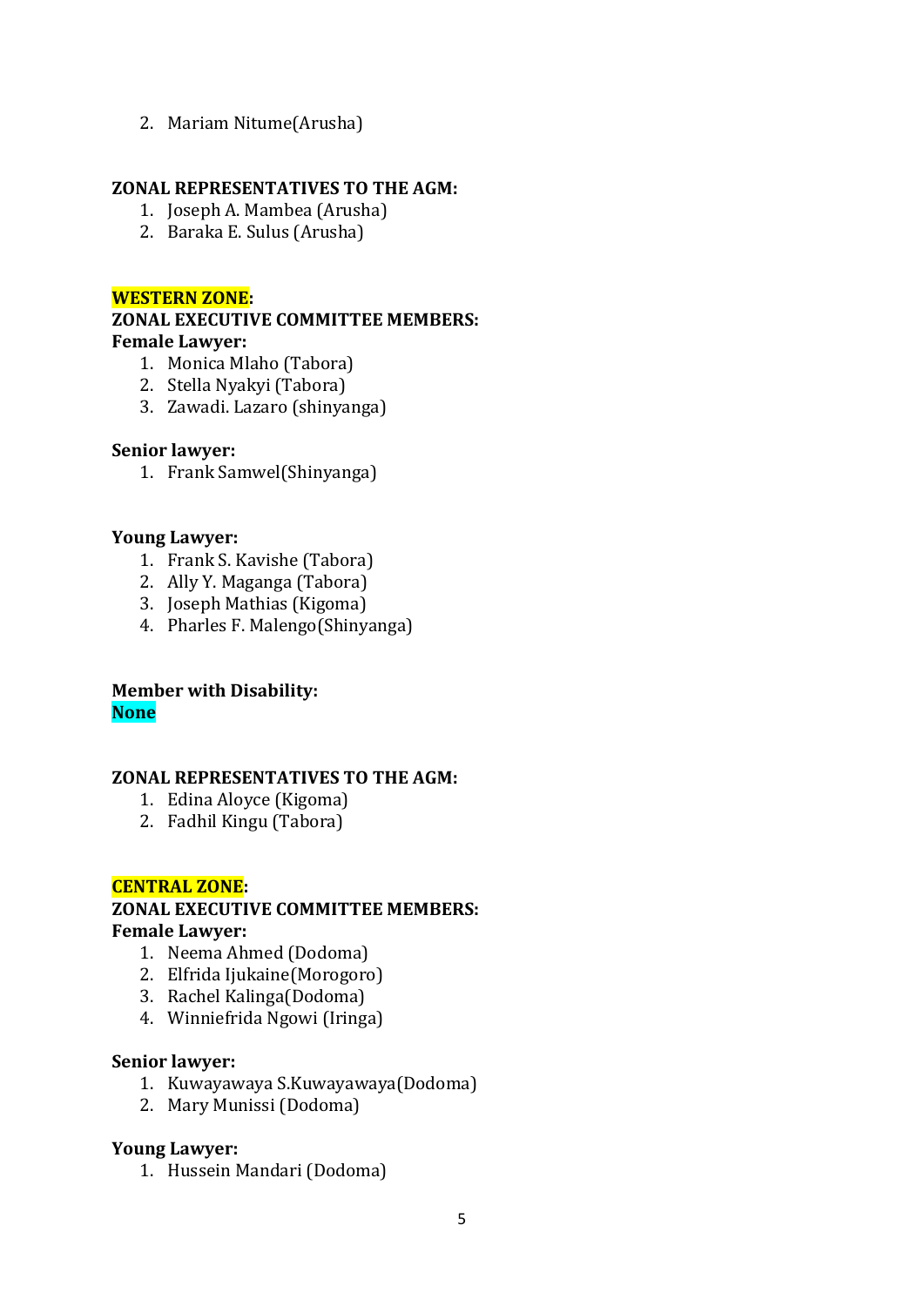2. Mariam Nitume(Arusha)

**ZONAL REPRESENTATIVES TO THE AGM:**

1. Joseph A. Mambea (Arusha)
2. Baraka E. Sulus (Arusha)

**WESTERN ZONE:**

**ZONAL EXECUTIVE COMMITTEE MEMBERS:**

**Female Lawyer:**

1. Monica Mlaho (Tabora)
2. Stella Nyakyi (Tabora)
3. Zawadi. Lazaro (shinyanga)

**Senior lawyer:**

1. Frank Samwel(Shinyanga)

**Young Lawyer:**

1. Frank S. Kavishe (Tabora)
2. Ally Y. Maganga (Tabora)
3. Joseph Mathias (Kigoma)
4. Pharles F. Malengo(Shinyanga)

**Member with Disability:**

**None**

**ZONAL REPRESENTATIVES TO THE AGM:**

1. Edina Aloyce (Kigoma)
2. Fadhil Kingu (Tabora)

**CENTRAL ZONE:**

**ZONAL EXECUTIVE COMMITTEE MEMBERS:**

**Female Lawyer:**

1. Neema Ahmed (Dodoma)
2. Elfrida Ijukaine(Morogoro)
3. Rachel Kalinga(Dodoma)
4. Winniefrida Ngowi (Iringa)

**Senior lawyer:**

1. Kuwayawaya S.Kuwayawaya(Dodoma)
2. Mary Munissi (Dodoma)

**Young Lawyer:**

1. Hussein Mandari (Dodoma)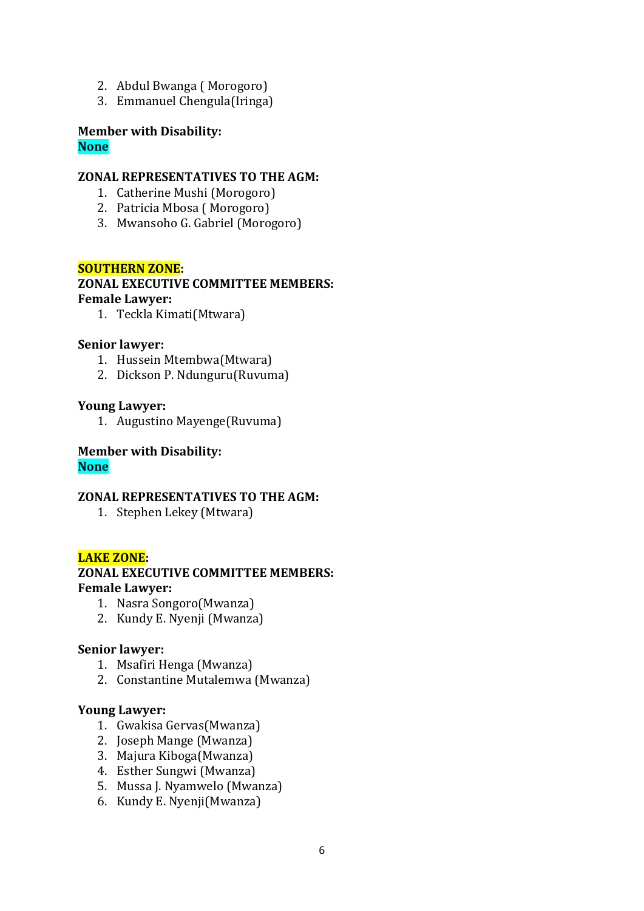2. Abdul Bwanga ( Morogoro)
3. Emmanuel Chengula(Iringa)

**Member with Disability:**
**None**

**ZONAL REPRESENTATIVES TO THE AGM:**
1. Catherine Mushi (Morogoro)
2. Patricia Mbosa ( Morogoro)
3. Mwansoho G. Gabriel (Morogoro)

**SOUTHERN ZONE:**
**ZONAL EXECUTIVE COMMITTEE MEMBERS:**
**Female Lawyer:**
1. Teckla Kimati(Mtwara)

**Senior lawyer:**
1. Hussein Mtembwa(Mtwara)
2. Dickson P. Ndunguru(Ruvuma)

**Young Lawyer:**
1. Augustino Mayenge(Ruvuma)

**Member with Disability:**
**None**

**ZONAL REPRESENTATIVES TO THE AGM:**
1. Stephen Lekey (Mtwara)

**LAKE ZONE:**
**ZONAL EXECUTIVE COMMITTEE MEMBERS:**
**Female Lawyer:**
1. Nasra Songoro(Mwanza)
2. Kundy E. Nyenji (Mwanza)

**Senior lawyer:**
1. Msafiri Henga (Mwanza)
2. Constantine Mutalemwa (Mwanza)

**Young Lawyer:**
1. Gwakisa Gervas(Mwanza)
2. Joseph Mange (Mwanza)
3. Majura Kiboga(Mwanza)
4. Esther Sungwi (Mwanza)
5. Mussa J. Nyamwelo (Mwanza)
6. Kundy E. Nyenji(Mwanza)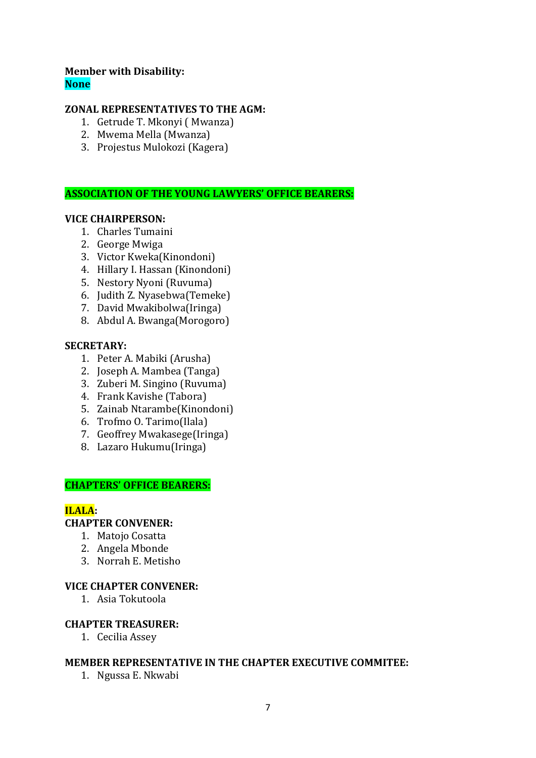**Member with Disability:**
**None**

**ZONAL REPRESENTATIVES TO THE AGM:**

1. Getrude T. Mkonyi ( Mwanza)
2. Mwema Mella (Mwanza)
3. Projestus Mulokozi (Kagera)

## ASSOCIATION OF THE YOUNG LAWYERS' OFFICE BEARERS:

**VICE CHAIRPERSON:**

1. Charles Tumaini
2. George Mwiga
3. Victor Kweka(Kinondoni)
4. Hillary I. Hassan (Kinondoni)
5. Nestory Nyoni (Ruvuma)
6. Judith Z. Nyasebwa(Temeke)
7. David Mwakibolwa(Iringa)
8. Abdul A. Bwanga(Morogoro)

**SECRETARY:**

1. Peter A. Mabiki (Arusha)
2. Joseph A. Mambea (Tanga)
3. Zuberi M. Singino (Ruvuma)
4. Frank Kavishe (Tabora)
5. Zainab Ntarambe(Kinondoni)
6. Trofmo O. Tarimo(Ilala)
7. Geoffrey Mwakasege(Iringa)
8. Lazaro Hukumu(Iringa)

## CHAPTERS' OFFICE BEARERS:

### ILALA:

**CHAPTER CONVENER:**

1. Matojo Cosatta
2. Angela Mbonde
3. Norrah E. Metisho

**VICE CHAPTER CONVENER:**

1. Asia Tokutoola

**CHAPTER TREASURER:**

1. Cecilia Assey

**MEMBER REPRESENTATIVE IN THE CHAPTER EXECUTIVE COMMITEE:**

1. Ngussa E. Nkwabi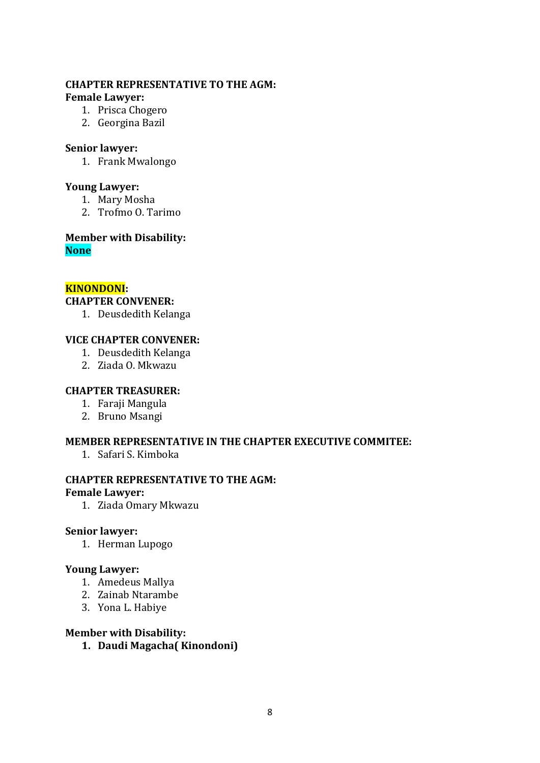**CHAPTER REPRESENTATIVE TO THE AGM:**

**Female Lawyer:**

1. Prisca Chogero
2. Georgina Bazil

**Senior lawyer:**

1. Frank Mwalongo

**Young Lawyer:**

1. Mary Mosha
2. Trofmo O. Tarimo

**Member with Disability:**

**None**

**KINONDONI:**

**CHAPTER CONVENER:**

1. Deusdedith Kelanga

**VICE CHAPTER CONVENER:**

1. Deusdedith Kelanga
2. Ziada O. Mkwazu

**CHAPTER TREASURER:**

1. Faraji Mangula
2. Bruno Msangi

**MEMBER REPRESENTATIVE IN THE CHAPTER EXECUTIVE COMMITEE:**

1. Safari S. Kimboka

**CHAPTER REPRESENTATIVE TO THE AGM:**

**Female Lawyer:**

1. Ziada Omary Mkwazu

**Senior lawyer:**

1. Herman Lupogo

**Young Lawyer:**

1. Amedeus Mallya
2. Zainab Ntarambe
3. Yona L. Habiye

**Member with Disability:**

1. **Daudi Magacha( Kinondoni)**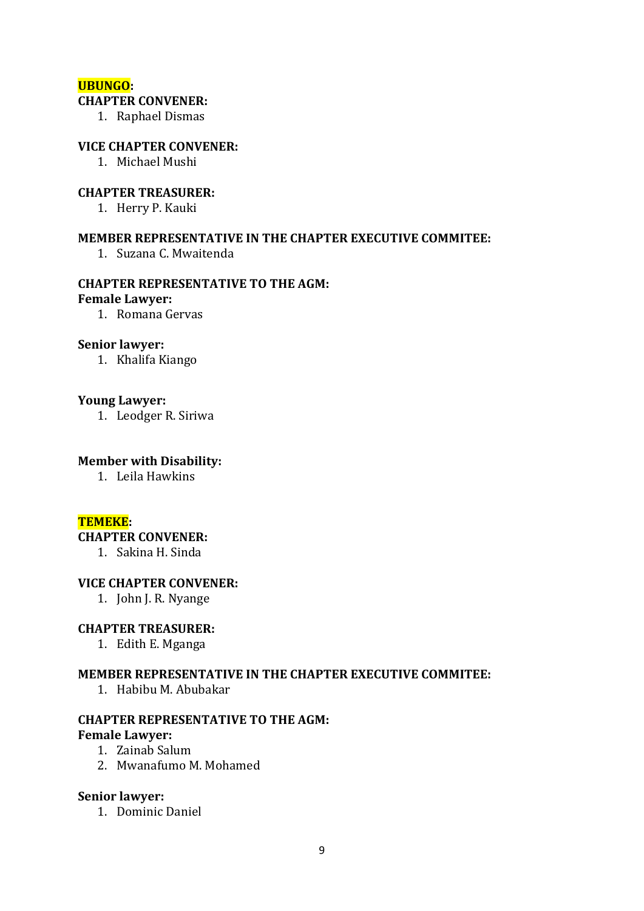**UBUNGO:**

**CHAPTER CONVENER:**

1. Raphael Dismas

**VICE CHAPTER CONVENER:**

1. Michael Mushi

**CHAPTER TREASURER:**

1. Herry P. Kauki

**MEMBER REPRESENTATIVE IN THE CHAPTER EXECUTIVE COMMITEE:**

1. Suzana C. Mwaitenda

**CHAPTER REPRESENTATIVE TO THE AGM:**

**Female Lawyer:**

1. Romana Gervas

**Senior lawyer:**

1. Khalifa Kiango

**Young Lawyer:**

1. Leodger R. Siriwa

**Member with Disability:**

1. Leila Hawkins

**TEMEKE:**

**CHAPTER CONVENER:**

1. Sakina H. Sinda

**VICE CHAPTER CONVENER:**

1. John J. R. Nyange

**CHAPTER TREASURER:**

1. Edith E. Mganga

**MEMBER REPRESENTATIVE IN THE CHAPTER EXECUTIVE COMMITEE:**

1. Habibu M. Abubakar

**CHAPTER REPRESENTATIVE TO THE AGM:**

**Female Lawyer:**

1. Zainab Salum
2. Mwanafumo M. Mohamed

**Senior lawyer:**

1. Dominic Daniel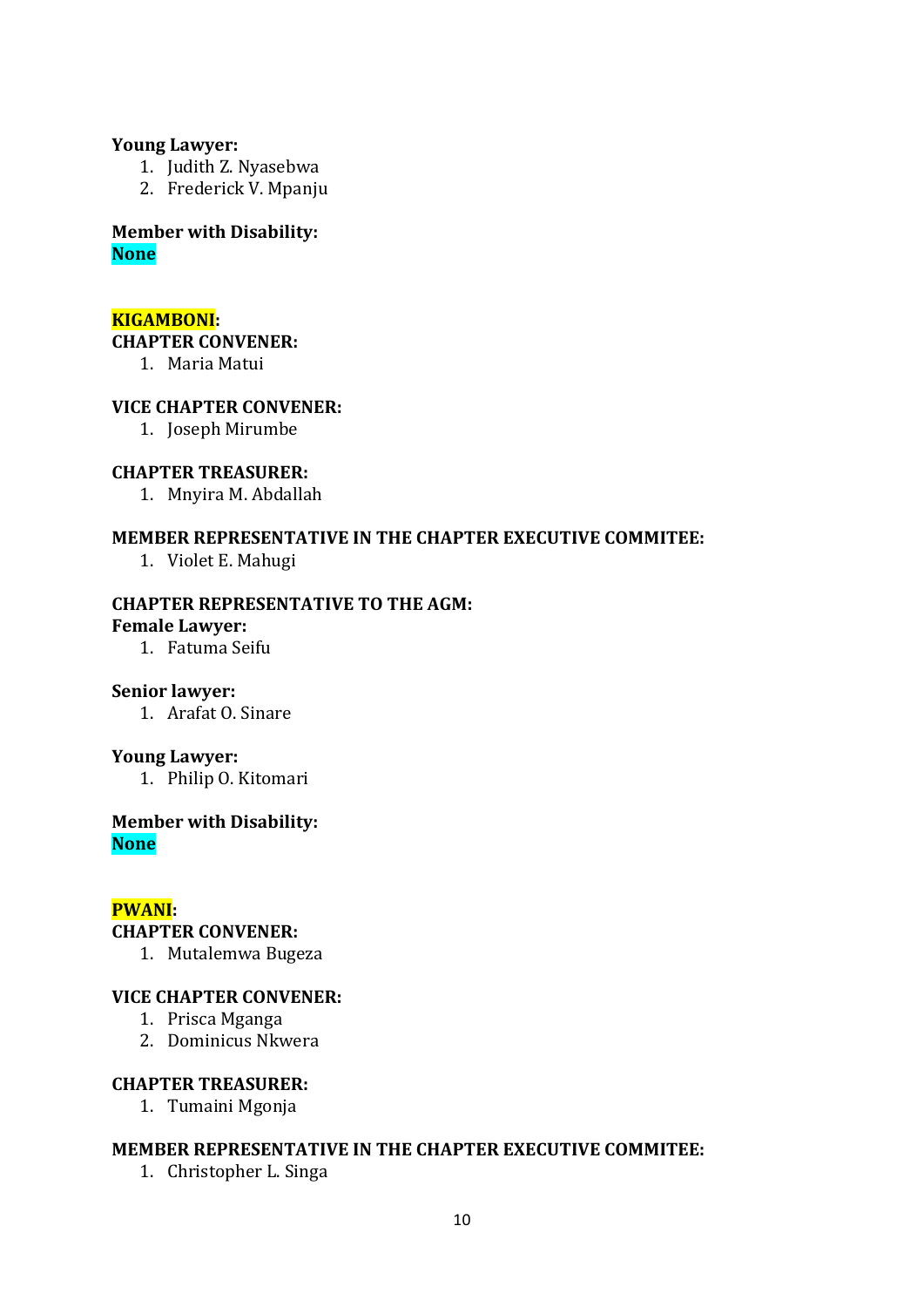**Young Lawyer:**

1. Judith Z. Nyasebwa
2. Frederick V. Mpanju

**Member with Disability:**
**None**

**KIGAMBONI:**

**CHAPTER CONVENER:**

1. Maria Matui

**VICE CHAPTER CONVENER:**

1. Joseph Mirumbe

**CHAPTER TREASURER:**

1. Mnyira M. Abdallah

**MEMBER REPRESENTATIVE IN THE CHAPTER EXECUTIVE COMMITEE:**

1. Violet E. Mahugi

**CHAPTER REPRESENTATIVE TO THE AGM:**

**Female Lawyer:**

1. Fatuma Seifu

**Senior lawyer:**

1. Arafat O. Sinare

**Young Lawyer:**

1. Philip O. Kitomari

**Member with Disability:**
**None**

**PWANI:**

**CHAPTER CONVENER:**

1. Mutalemwa Bugeza

**VICE CHAPTER CONVENER:**

1. Prisca Mganga
2. Dominicus Nkwera

**CHAPTER TREASURER:**

1. Tumaini Mgonja

**MEMBER REPRESENTATIVE IN THE CHAPTER EXECUTIVE COMMITEE:**

1. Christopher L. Singa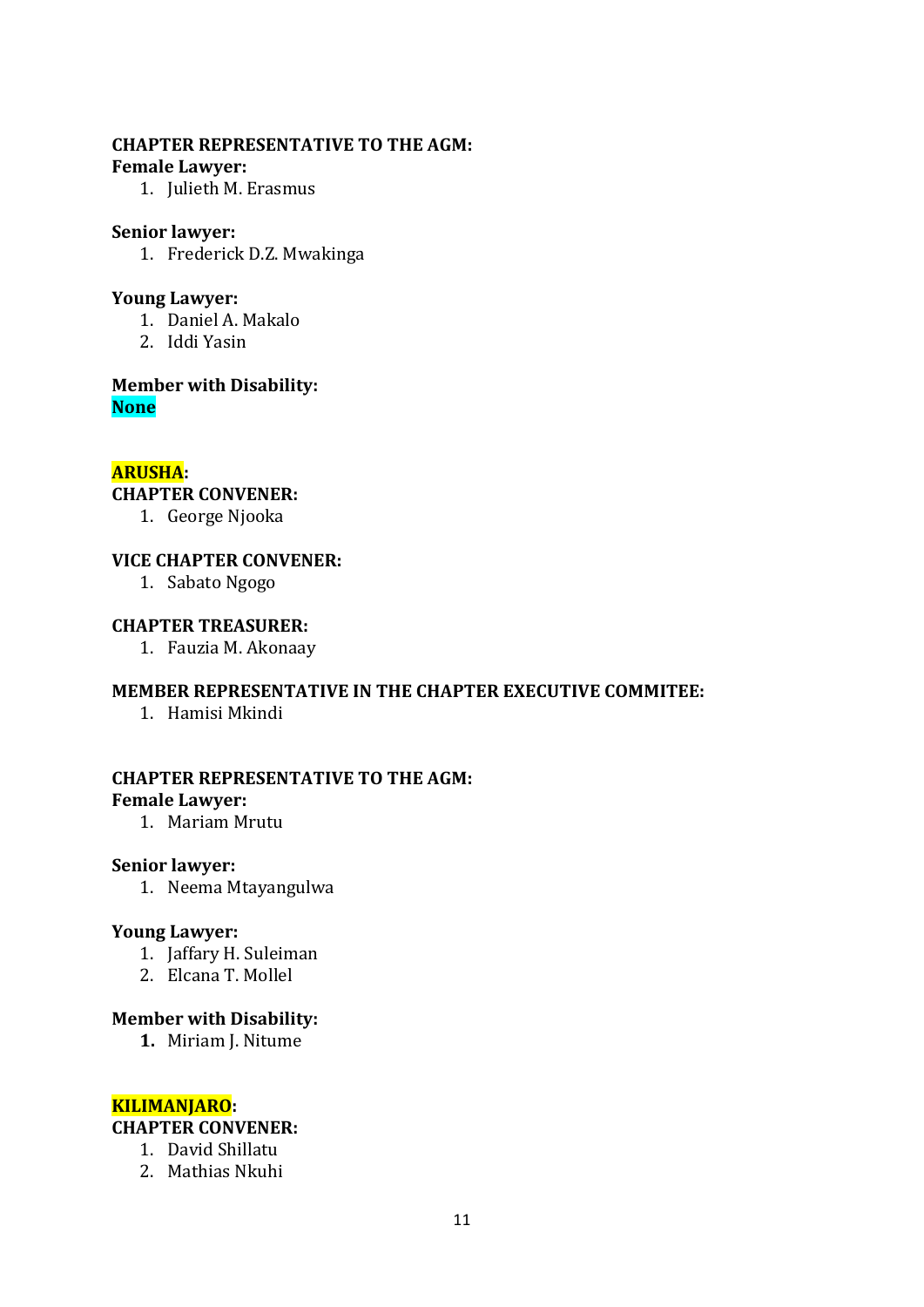**CHAPTER REPRESENTATIVE TO THE AGM:**
**Female Lawyer:**
1. Julieth M. Erasmus

**Senior lawyer:**
1. Frederick D.Z. Mwakinga

**Young Lawyer:**
1. Daniel A. Makalo
2. Iddi Yasin

**Member with Disability:**
**None**

**ARUSHA:**
**CHAPTER CONVENER:**
1. George Njooka

**VICE CHAPTER CONVENER:**
1. Sabato Ngogo

**CHAPTER TREASURER:**
1. Fauzia M. Akonaay

**MEMBER REPRESENTATIVE IN THE CHAPTER EXECUTIVE COMMITEE:**
1. Hamisi Mkindi

**CHAPTER REPRESENTATIVE TO THE AGM:**
**Female Lawyer:**
1. Mariam Mrutu

**Senior lawyer:**
1. Neema Mtayangulwa

**Young Lawyer:**
1. Jaffary H. Suleiman
2. Elcana T. Mollel

**Member with Disability:**
1. Miriam J. Nitume

**KILIMANJARO:**
**CHAPTER CONVENER:**
1. David Shillatu
2. Mathias Nkuhi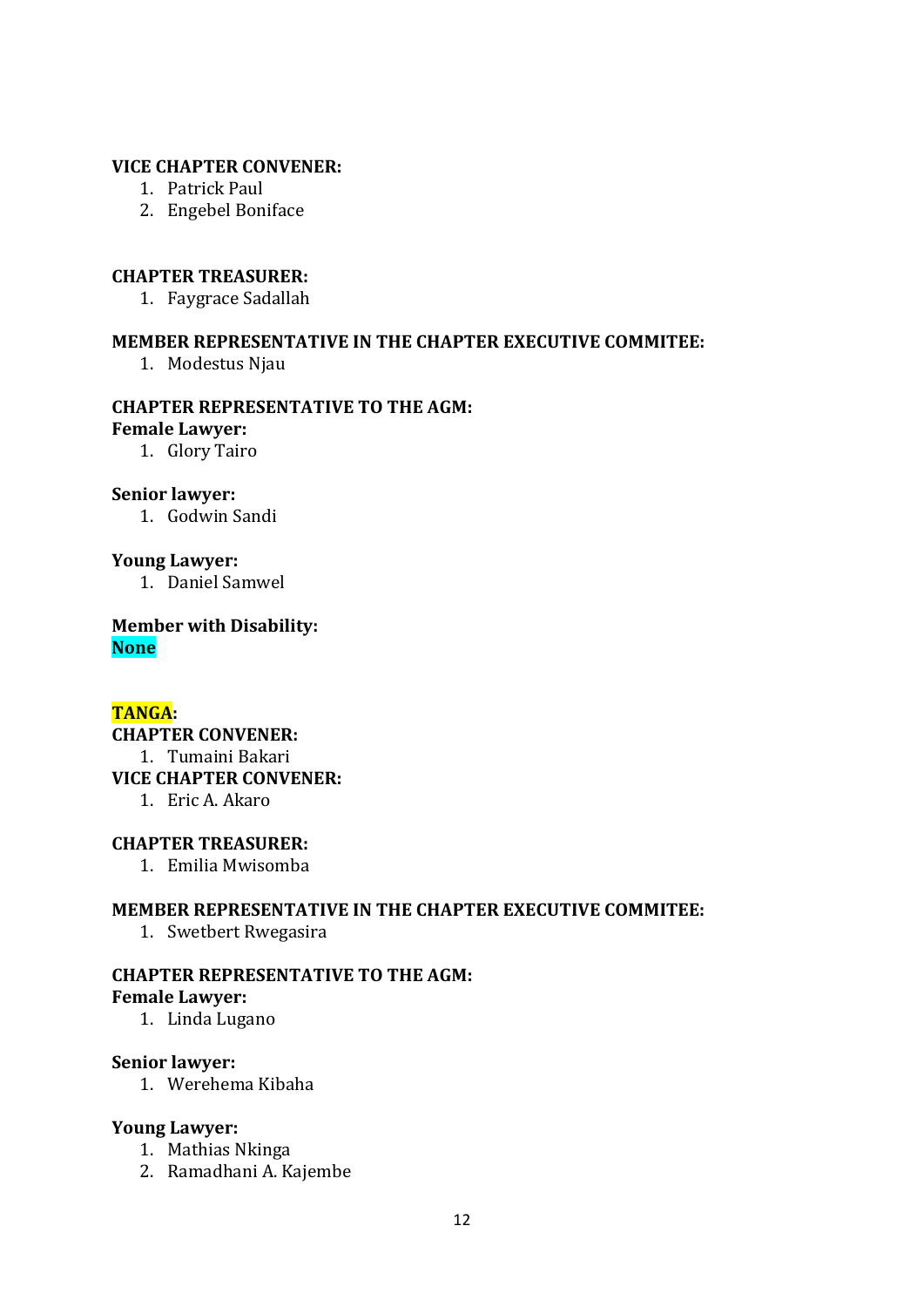**VICE CHAPTER CONVENER:**

1. Patrick Paul
2. Engebel Boniface

**CHAPTER TREASURER:**

1. Faygrace Sadallah

**MEMBER REPRESENTATIVE IN THE CHAPTER EXECUTIVE COMMITEE:**

1. Modestus Njau

**CHAPTER REPRESENTATIVE TO THE AGM:**

**Female Lawyer:**

1. Glory Tairo

**Senior lawyer:**

1. Godwin Sandi

**Young Lawyer:**

1. Daniel Samwel

**Member with Disability:**

**None**

**TANGA:**

**CHAPTER CONVENER:**

1. Tumaini Bakari

**VICE CHAPTER CONVENER:**

1. Eric A. Akaro

**CHAPTER TREASURER:**

1. Emilia Mwisomba

**MEMBER REPRESENTATIVE IN THE CHAPTER EXECUTIVE COMMITEE:**

1. Swetbert Rwegasira

**CHAPTER REPRESENTATIVE TO THE AGM:**

**Female Lawyer:**

1. Linda Lugano

**Senior lawyer:**

1. Werehema Kibaha

**Young Lawyer:**

1. Mathias Nkinga
2. Ramadhani A. Kajembe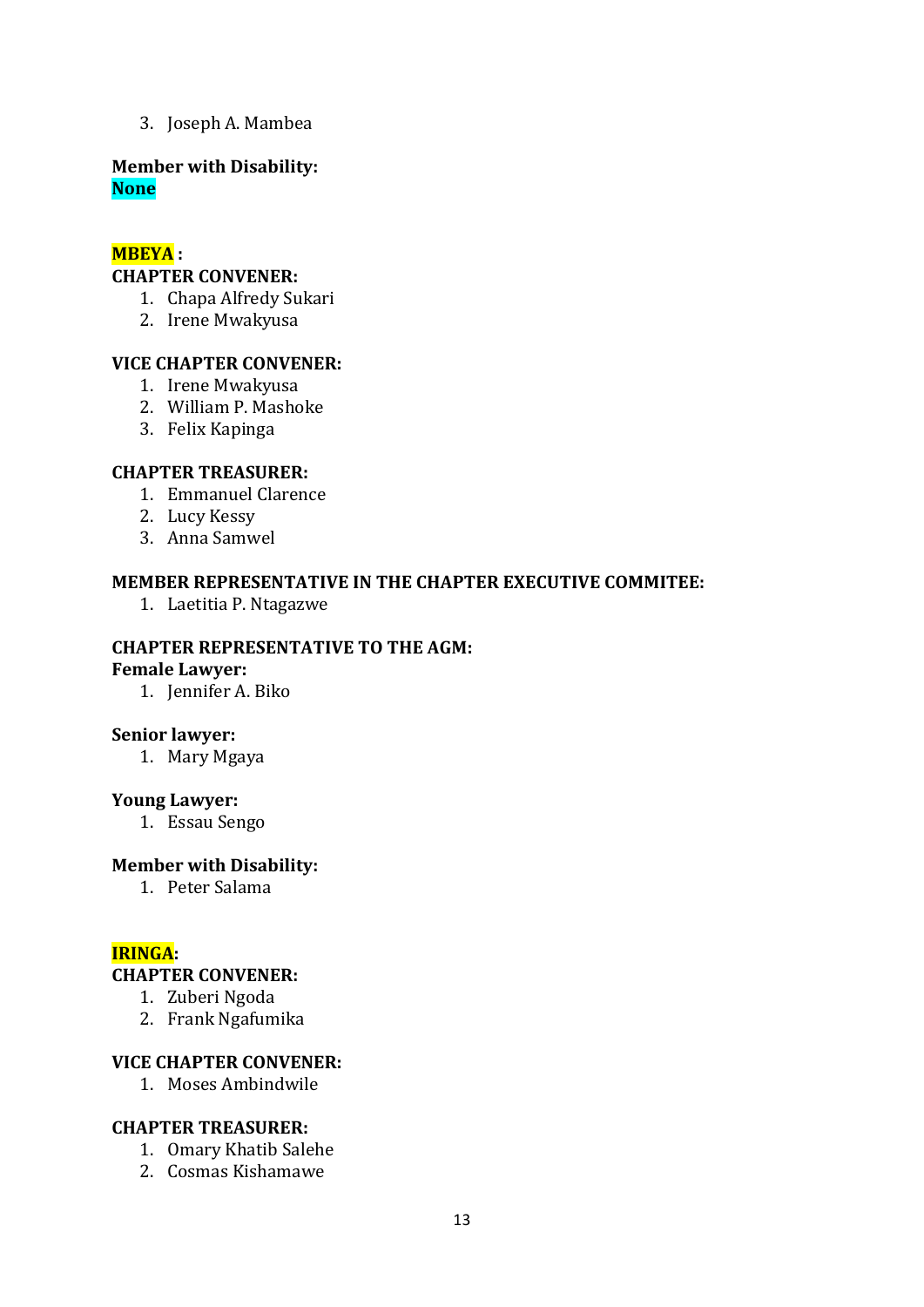3. Joseph A. Mambea

**Member with Disability:**
**None**

**MBEYA :**

**CHAPTER CONVENER:**

1. Chapa Alfredy Sukari
2. Irene Mwakyusa

**VICE CHAPTER CONVENER:**

1. Irene Mwakyusa
2. William P. Mashoke
3. Felix Kapinga

**CHAPTER TREASURER:**

1. Emmanuel Clarence
2. Lucy Kessy
3. Anna Samwel

**MEMBER REPRESENTATIVE IN THE CHAPTER EXECUTIVE COMMITEE:**

1. Laetitia P. Ntagazwe

**CHAPTER REPRESENTATIVE TO THE AGM:**

**Female Lawyer:**

1. Jennifer A. Biko

**Senior lawyer:**

1. Mary Mgaya

**Young Lawyer:**

1. Essau Sengo

**Member with Disability:**

1. Peter Salama

**IRINGA:**

**CHAPTER CONVENER:**

1. Zuberi Ngoda
2. Frank Ngafumika

**VICE CHAPTER CONVENER:**

1. Moses Ambindwile

**CHAPTER TREASURER:**

1. Omary Khatib Salehe
2. Cosmas Kishamawe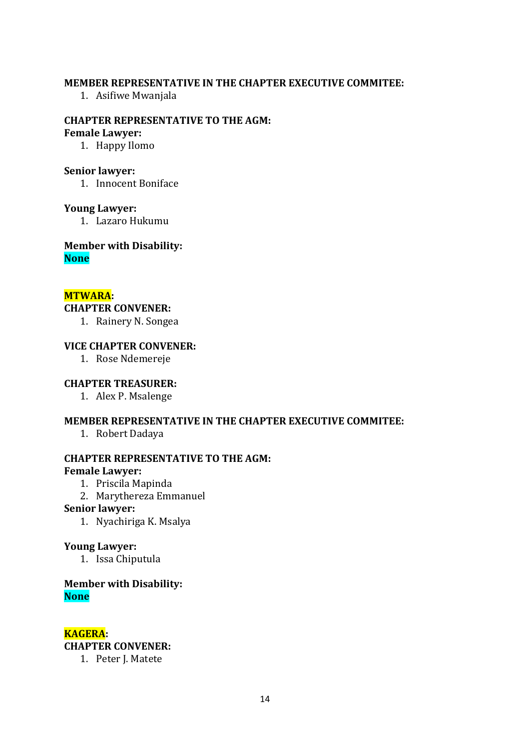**MEMBER REPRESENTATIVE IN THE CHAPTER EXECUTIVE COMMITEE:**

1. Asifiwe Mwanjala

**CHAPTER REPRESENTATIVE TO THE AGM:**

**Female Lawyer:**

1. Happy Ilomo

**Senior lawyer:**

1. Innocent Boniface

**Young Lawyer:**

1. Lazaro Hukumu

**Member with Disability:**

**None**

**MTWARA:**

**CHAPTER CONVENER:**

1. Rainery N. Songea

**VICE CHAPTER CONVENER:**

1. Rose Ndemereje

**CHAPTER TREASURER:**

1. Alex P. Msalenge

**MEMBER REPRESENTATIVE IN THE CHAPTER EXECUTIVE COMMITEE:**

1. Robert Dadaya

**CHAPTER REPRESENTATIVE TO THE AGM:**

**Female Lawyer:**

1. Priscila Mapinda
2. Marythereza Emmanuel

**Senior lawyer:**

1. Nyachiriga K. Msalya

**Young Lawyer:**

1. Issa Chiputula

**Member with Disability:**

**None**

**KAGERA:**

**CHAPTER CONVENER:**

1. Peter J. Matete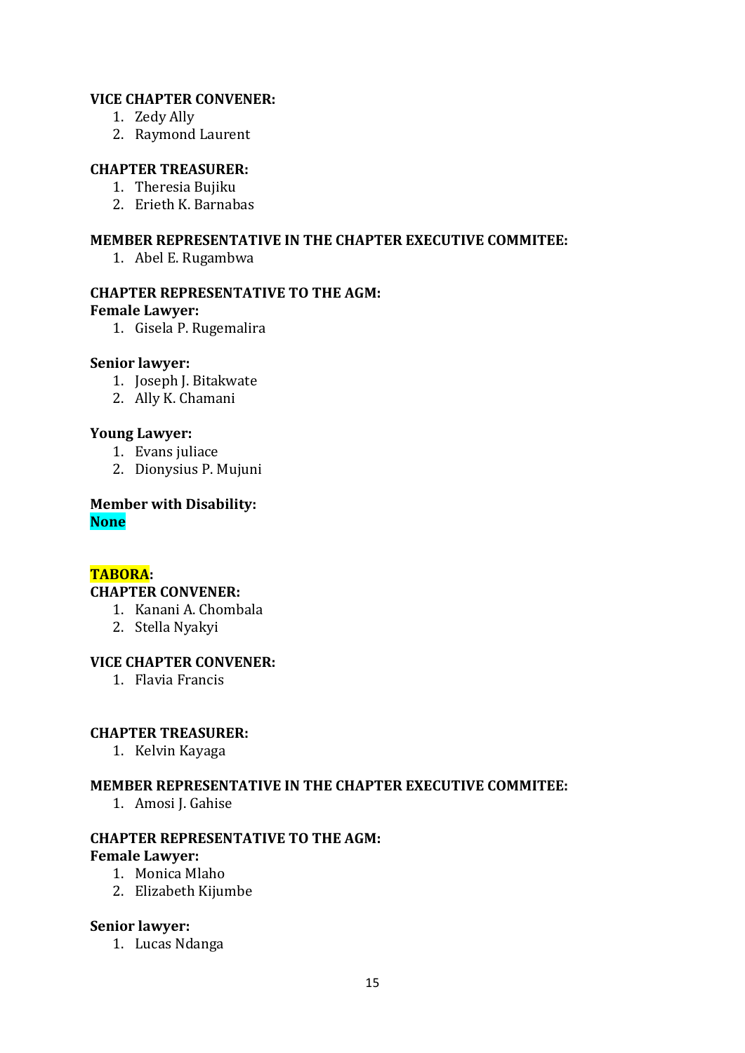**VICE CHAPTER CONVENER:**

1. Zedy Ally
2. Raymond Laurent

**CHAPTER TREASURER:**

1. Theresia Bujiku
2. Erieth K. Barnabas

**MEMBER REPRESENTATIVE IN THE CHAPTER EXECUTIVE COMMITEE:**

1. Abel E. Rugambwa

**CHAPTER REPRESENTATIVE TO THE AGM:**

**Female Lawyer:**

1. Gisela P. Rugemalira

**Senior lawyer:**

1. Joseph J. Bitakwate
2. Ally K. Chamani

**Young Lawyer:**

1. Evans juliace
2. Dionysius P. Mujuni

**Member with Disability:**

**None**

**TABORA:**

**CHAPTER CONVENER:**

1. Kanani A. Chombala
2. Stella Nyakyi

**VICE CHAPTER CONVENER:**

1. Flavia Francis

**CHAPTER TREASURER:**

1. Kelvin Kayaga

**MEMBER REPRESENTATIVE IN THE CHAPTER EXECUTIVE COMMITEE:**

1. Amosi J. Gahise

**CHAPTER REPRESENTATIVE TO THE AGM:**

**Female Lawyer:**

1. Monica Mlaho
2. Elizabeth Kijumbe

**Senior lawyer:**

1. Lucas Ndanga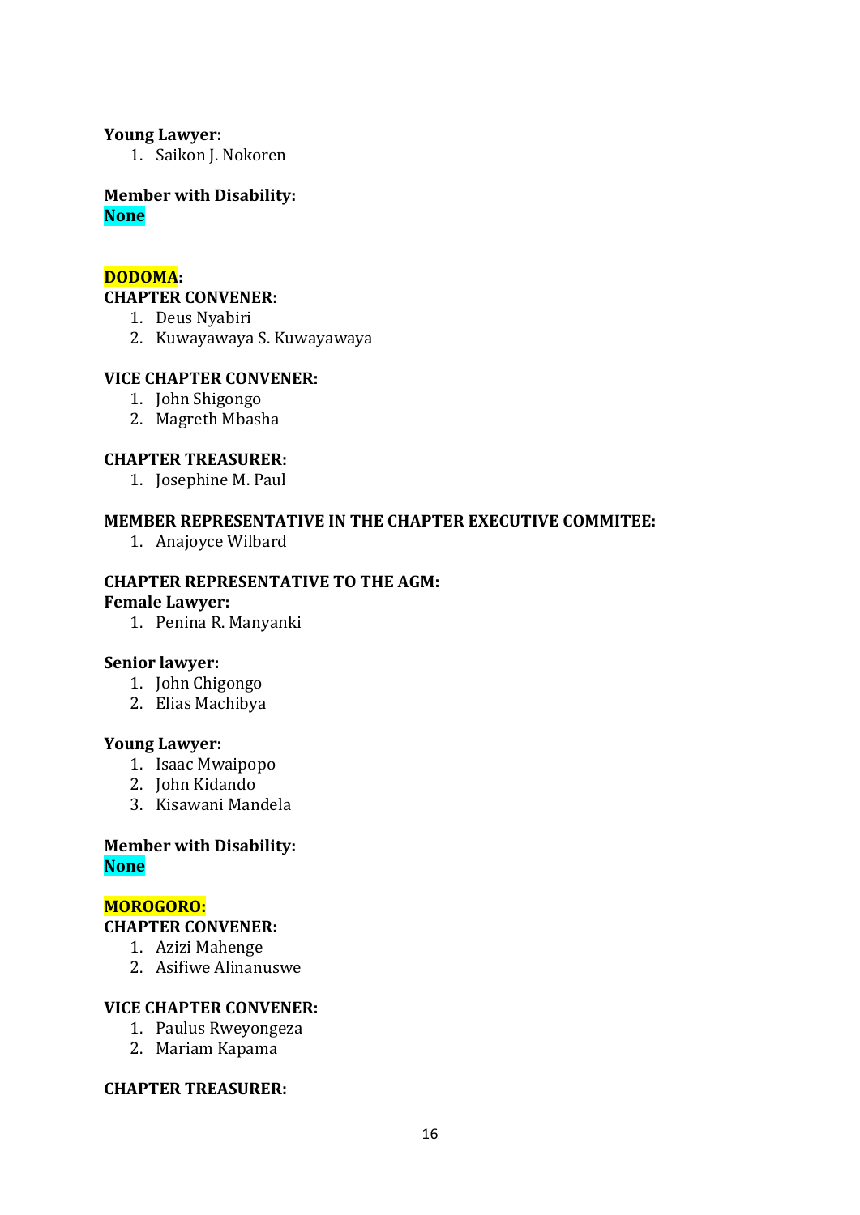**Young Lawyer:**

1. Saikon J. Nokoren

**Member with Disability:**
**None**

**DODOMA:**

**CHAPTER CONVENER:**

1. Deus Nyabiri
2. Kuwayawaya S. Kuwayawaya

**VICE CHAPTER CONVENER:**

1. John Shigongo
2. Magreth Mbasha

**CHAPTER TREASURER:**

1. Josephine M. Paul

**MEMBER REPRESENTATIVE IN THE CHAPTER EXECUTIVE COMMITEE:**

1. Anajoyce Wilbard

**CHAPTER REPRESENTATIVE TO THE AGM:**

**Female Lawyer:**

1. Penina R. Manyanki

**Senior lawyer:**

1. John Chigongo
2. Elias Machibya

**Young Lawyer:**

1. Isaac Mwaipopo
2. John Kidando
3. Kisawani Mandela

**Member with Disability:**
**None**

**MOROGORO:**

**CHAPTER CONVENER:**

1. Azizi Mahenge
2. Asifiwe Alinanuswe

**VICE CHAPTER CONVENER:**

1. Paulus Rweyongeza
2. Mariam Kapama

**CHAPTER TREASURER:**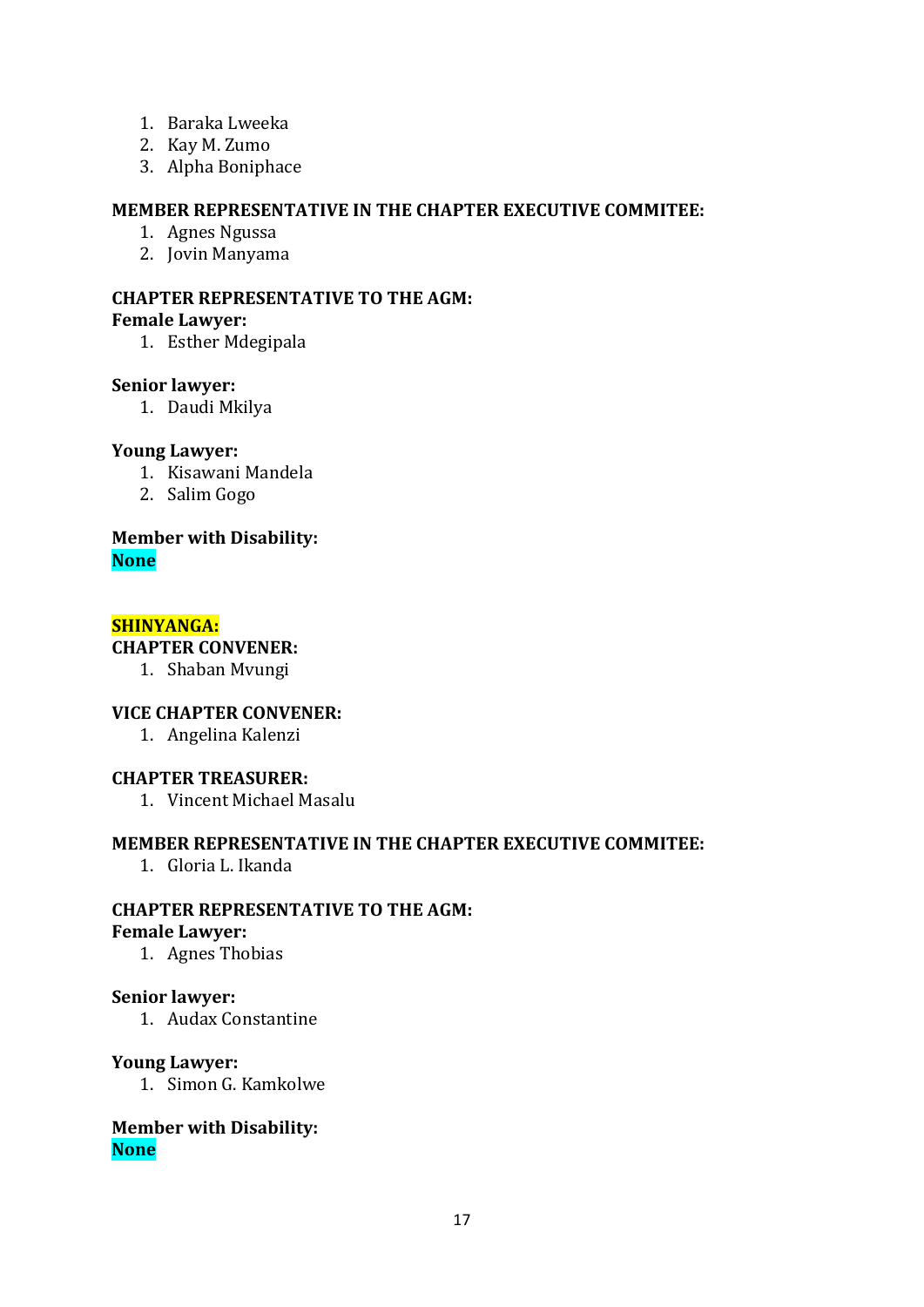1. Baraka Lweeka
2. Kay M. Zumo
3. Alpha Boniphace

**MEMBER REPRESENTATIVE IN THE CHAPTER EXECUTIVE COMMITEE:**

1. Agnes Ngussa
2. Jovin Manyama

**CHAPTER REPRESENTATIVE TO THE AGM:**

**Female Lawyer:**

1. Esther Mdegipala

**Senior lawyer:**

1. Daudi Mkilya

**Young Lawyer:**

1. Kisawani Mandela
2. Salim Gogo

**Member with Disability:**

**None**

**SHINYANGA:**

**CHAPTER CONVENER:**

1. Shaban Mvungi

**VICE CHAPTER CONVENER:**

1. Angelina Kalenzi

**CHAPTER TREASURER:**

1. Vincent Michael Masalu

**MEMBER REPRESENTATIVE IN THE CHAPTER EXECUTIVE COMMITEE:**

1. Gloria L. Ikanda

**CHAPTER REPRESENTATIVE TO THE AGM:**

**Female Lawyer:**

1. Agnes Thobias

**Senior lawyer:**

1. Audax Constantine

**Young Lawyer:**

1. Simon G. Kamkolwe

**Member with Disability:**

**None**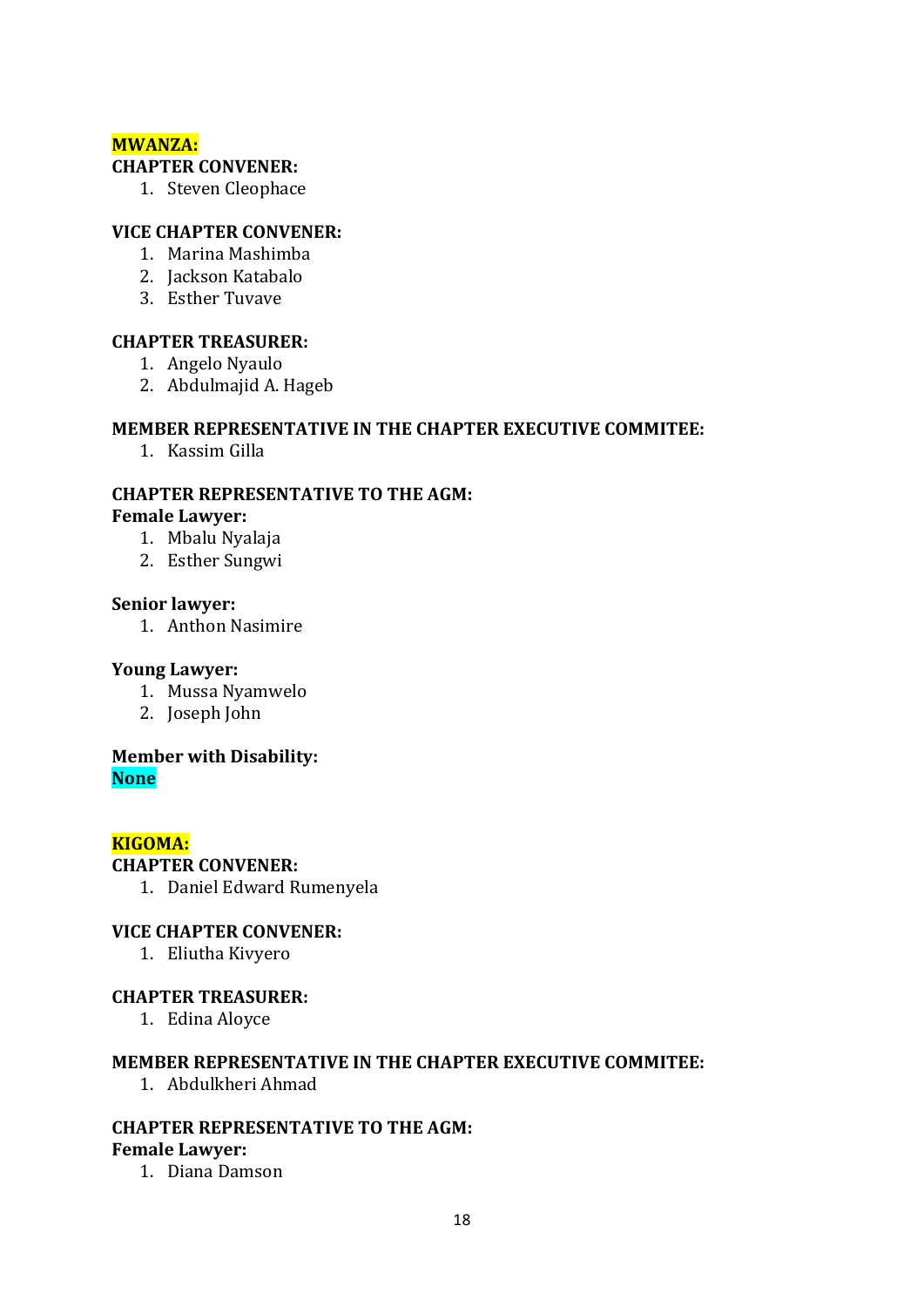**MWANZA:**

**CHAPTER CONVENER:**

1. Steven Cleophace

**VICE CHAPTER CONVENER:**

1. Marina Mashimba
2. Jackson Katabalo
3. Esther Tuvave

**CHAPTER TREASURER:**

1. Angelo Nyaulo
2. Abdulmajid A. Hageb

**MEMBER REPRESENTATIVE IN THE CHAPTER EXECUTIVE COMMITEE:**

1. Kassim Gilla

**CHAPTER REPRESENTATIVE TO THE AGM:**

**Female Lawyer:**

1. Mbalu Nyalaja
2. Esther Sungwi

**Senior lawyer:**

1. Anthon Nasimire

**Young Lawyer:**

1. Mussa Nyamwelo
2. Joseph John

**Member with Disability:**

**None**

**KIGOMA:**

**CHAPTER CONVENER:**

1. Daniel Edward Rumenyela

**VICE CHAPTER CONVENER:**

1. Eliutha Kivyero

**CHAPTER TREASURER:**

1. Edina Aloyce

**MEMBER REPRESENTATIVE IN THE CHAPTER EXECUTIVE COMMITEE:**

1. Abdulkheri Ahmad

**CHAPTER REPRESENTATIVE TO THE AGM:**

**Female Lawyer:**

1. Diana Damson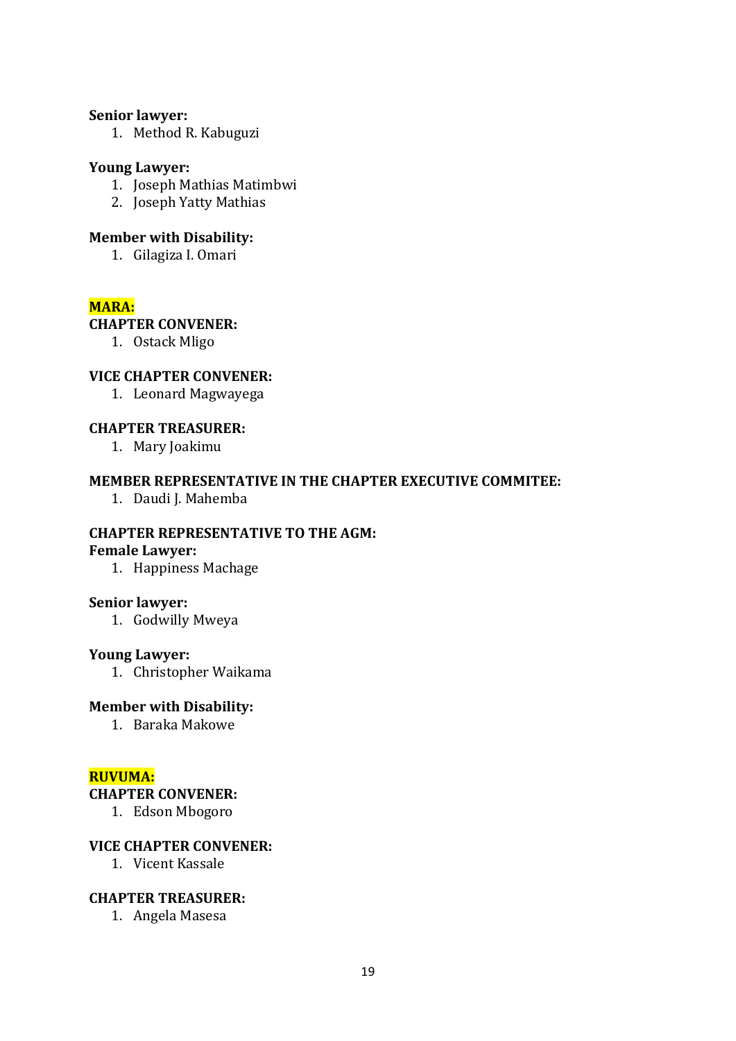**Senior lawyer:**

1. Method R. Kabuguzi

**Young Lawyer:**

1. Joseph Mathias Matimbwi
2. Joseph Yatty Mathias

**Member with Disability:**

1. Gilagiza I. Omari

**MARA:**

**CHAPTER CONVENER:**

1. Ostack Mligo

**VICE CHAPTER CONVENER:**

1. Leonard Magwayega

**CHAPTER TREASURER:**

1. Mary Joakimu

**MEMBER REPRESENTATIVE IN THE CHAPTER EXECUTIVE COMMITEE:**

1. Daudi J. Mahemba

**CHAPTER REPRESENTATIVE TO THE AGM:**

**Female Lawyer:**

1. Happiness Machage

**Senior lawyer:**

1. Godwilly Mweya

**Young Lawyer:**

1. Christopher Waikama

**Member with Disability:**

1. Baraka Makowe

**RUVUMA:**

**CHAPTER CONVENER:**

1. Edson Mbogoro

**VICE CHAPTER CONVENER:**

1. Vicent Kassale

**CHAPTER TREASURER:**

1. Angela Masesa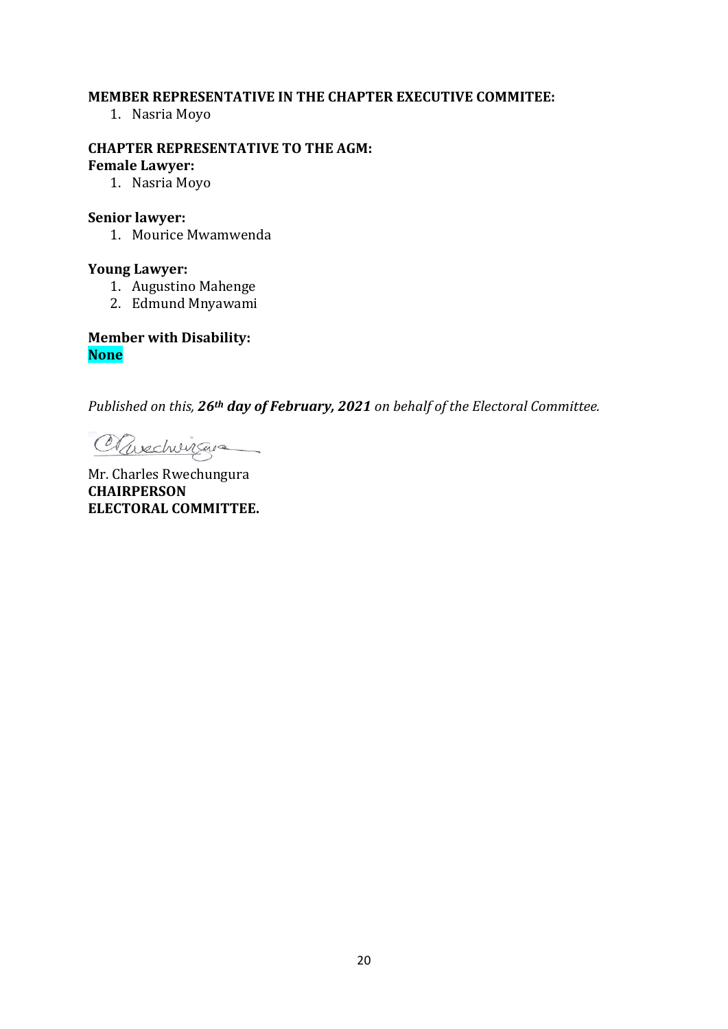**MEMBER REPRESENTATIVE IN THE CHAPTER EXECUTIVE COMMITEE:**

1. Nasria Moyo

**CHAPTER REPRESENTATIVE TO THE AGM:**

**Female Lawyer:**

1. Nasria Moyo

**Senior lawyer:**

1. Mourice Mwamwenda

**Young Lawyer:**

1. Augustino Mahenge
2. Edmund Mnyawami

**Member with Disability:**

**None**

*Published on this,* ***26th day of February, 2021*** *on behalf of the Electoral Committee.*

Mr. Charles Rwechungura
**CHAIRPERSON**
**ELECTORAL COMMITTEE.**